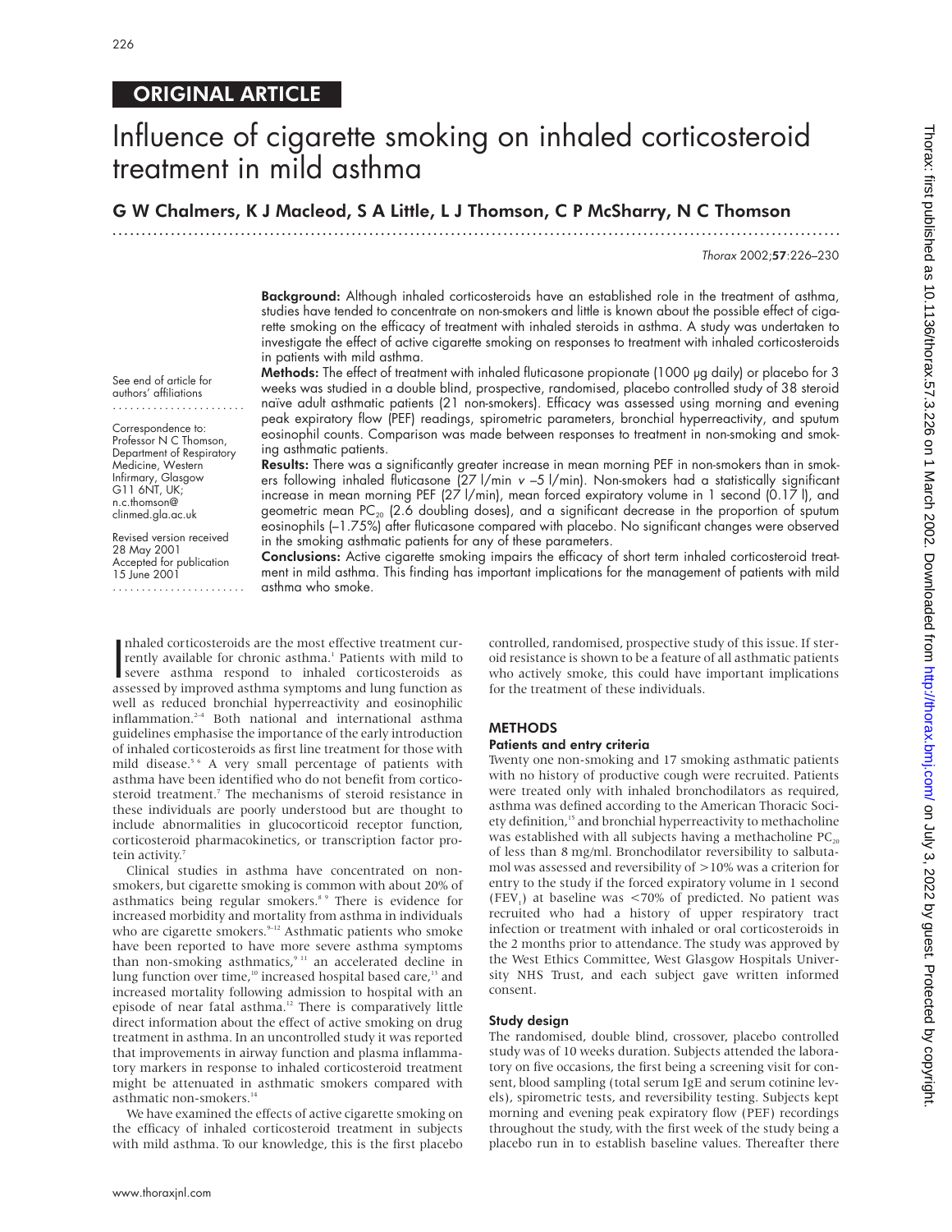ORIGINAL ARTICLE

# Influence of cigarette smoking on inhaled corticosteroid treatment in mild asthma

**G W Chalmers, K J Macleod, S A Little, L J Thomson, C P McSharry, N C Thomson**

See end of article for authors' affiliations

Correspondence to: Professor N C Thomson, Department of Respiratory Medicine, Western Infirmary, Glasgow G11 6NT, UK; n.c.thomson@clinmed.gla.ac.uk

Revised version received 28 May 2001
Accepted for publication 15 June 2001

**Background:** Although inhaled corticosteroids have an established role in the treatment of asthma, studies have tended to concentrate on non-smokers and little is known about the possible effect of cigarette smoking on the efficacy of treatment with inhaled steroids in asthma. A study was undertaken to investigate the effect of active cigarette smoking on responses to treatment with inhaled corticosteroids in patients with mild asthma.

**Methods:** The effect of treatment with inhaled fluticasone propionate (1000 μg daily) or placebo for 3 weeks was studied in a double blind, prospective, randomised, placebo controlled study of 38 steroid naïve adult asthmatic patients (21 non-smokers). Efficacy was assessed using morning and evening peak expiratory flow (PEF) readings, spirometric parameters, bronchial hyperreactivity, and sputum eosinophil counts. Comparison was made between responses to treatment in non-smoking and smoking asthmatic patients.

**Results:** There was a significantly greater increase in mean morning PEF in non-smokers than in smokers following inhaled fluticasone (27 l/min *v* –5 l/min). Non-smokers had a statistically significant increase in mean morning PEF (27 l/min), mean forced expiratory volume in 1 second (0.17 l), and geometric mean $PC_{20}$ (2.6 doubling doses), and a significant decrease in the proportion of sputum eosinophils (–1.75%) after fluticasone compared with placebo. No significant changes were observed in the smoking asthmatic patients for any of these parameters.

**Conclusions:** Active cigarette smoking impairs the efficacy of short term inhaled corticosteroid treatment in mild asthma. This finding has important implications for the management of patients with mild asthma who smoke.

Inhaled corticosteroids are the most effective treatment currently available for chronic asthma.[1] Patients with mild to severe asthma respond to inhaled corticosteroids as assessed by improved asthma symptoms and lung function as well as reduced bronchial hyperreactivity and eosinophilic inflammation.[2–4] Both national and international asthma guidelines emphasise the importance of the early introduction of inhaled corticosteroids as first line treatment for those with mild disease.[5 6] A very small percentage of patients with asthma have been identified who do not benefit from corticosteroid treatment.[7] The mechanisms of steroid resistance in these individuals are poorly understood but are thought to include abnormalities in glucocorticoid receptor function, corticosteroid pharmacokinetics, or transcription factor protein activity.[7]

Clinical studies in asthma have concentrated on non-smokers, but cigarette smoking is common with about 20% of asthmatics being regular smokers.[8 9] There is evidence for increased morbidity and mortality from asthma in individuals who are cigarette smokers.[9–12] Asthmatic patients who smoke have been reported to have more severe asthma symptoms than non-smoking asthmatics,[9 11] an accelerated decline in lung function over time,[10] increased hospital based care,[13] and increased mortality following admission to hospital with an episode of near fatal asthma.[12] There is comparatively little direct information about the effect of active smoking on drug treatment in asthma. In an uncontrolled study it was reported that improvements in airway function and plasma inflammatory markers in response to inhaled corticosteroid treatment might be attenuated in asthmatic smokers compared with asthmatic non-smokers.[14]

We have examined the effects of active cigarette smoking on the efficacy of inhaled corticosteroid treatment in subjects with mild asthma. To our knowledge, this is the first placebo controlled, randomised, prospective study of this issue. If steroid resistance is shown to be a feature of all asthmatic patients who actively smoke, this could have important implications for the treatment of these individuals.

## METHODS

### Patients and entry criteria

Twenty one non-smoking and 17 smoking asthmatic patients with no history of productive cough were recruited. Patients were treated only with inhaled bronchodilators as required, asthma was defined according to the American Thoracic Society definition,[15] and bronchial hyperreactivity to methacholine was established with all subjects having a methacholine $PC_{20}$ of less than 8 mg/ml. Bronchodilator reversibility to salbutamol was assessed and reversibility of >10% was a criterion for entry to the study if the forced expiratory volume in 1 second ($FEV_1$) at baseline was <70% of predicted. No patient was recruited who had a history of upper respiratory tract infection or treatment with inhaled or oral corticosteroids in the 2 months prior to attendance. The study was approved by the West Ethics Committee, West Glasgow Hospitals University NHS Trust, and each subject gave written informed consent.

### Study design

The randomised, double blind, crossover, placebo controlled study was of 10 weeks duration. Subjects attended the laboratory on five occasions, the first being a screening visit for consent, blood sampling (total serum IgE and serum cotinine levels), spirometric tests, and reversibility testing. Subjects kept morning and evening peak expiratory flow (PEF) recordings throughout the study, with the first week of the study being a placebo run in to establish baseline values. Thereafter there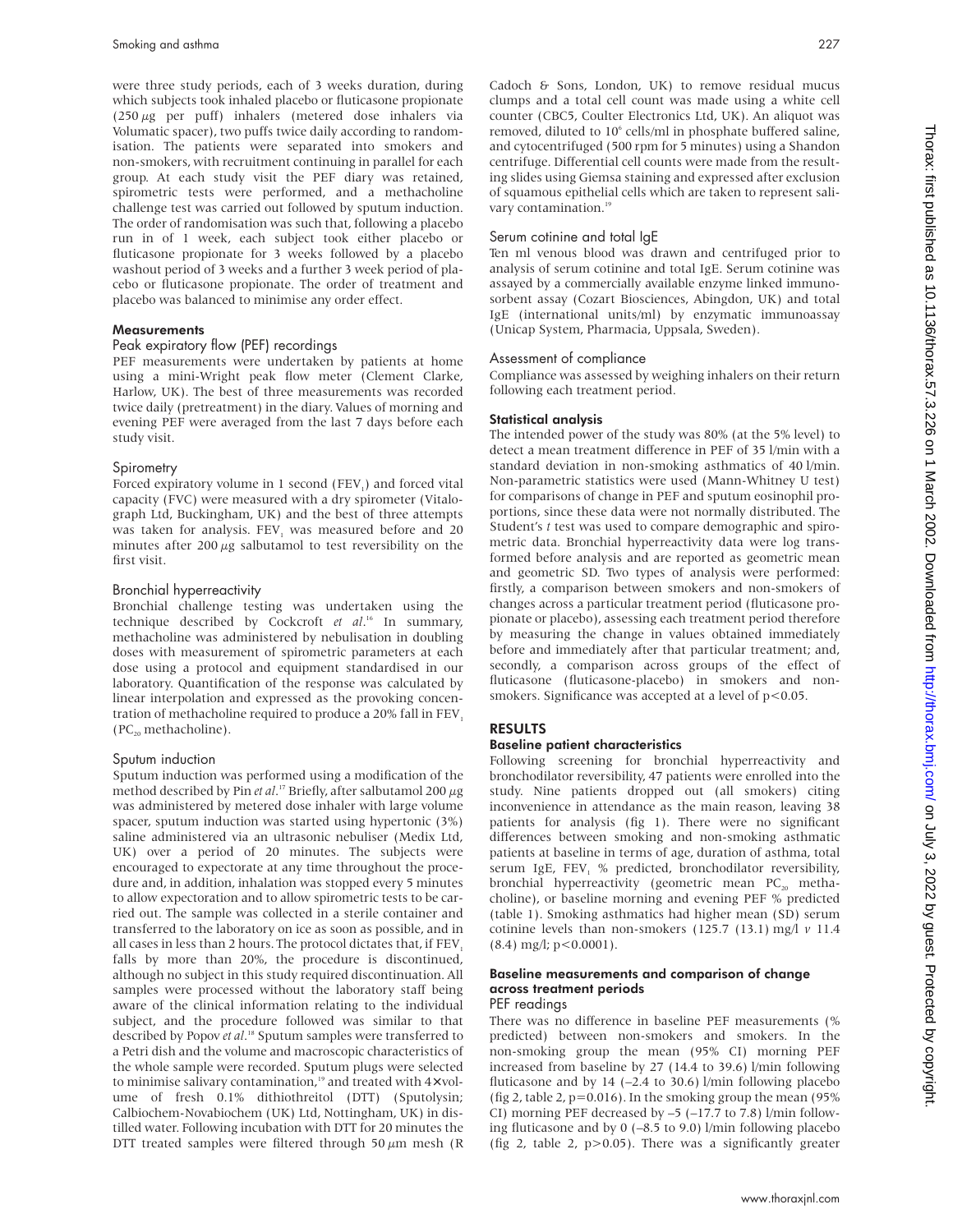were three study periods, each of 3 weeks duration, during which subjects took inhaled placebo or fluticasone propionate (250 μg per puff) inhalers (metered dose inhalers via Volumatic spacer), two puffs twice daily according to randomisation. The patients were separated into smokers and non-smokers, with recruitment continuing in parallel for each group. At each study visit the PEF diary was retained, spirometric tests were performed, and a methacholine challenge test was carried out followed by sputum induction. The order of randomisation was such that, following a placebo run in of 1 week, each subject took either placebo or fluticasone propionate for 3 weeks followed by a placebo washout period of 3 weeks and a further 3 week period of placebo or fluticasone propionate. The order of treatment and placebo was balanced to minimise any order effect.

### Measurements

#### Peak expiratory flow (PEF) recordings

PEF measurements were undertaken by patients at home using a mini-Wright peak flow meter (Clement Clarke, Harlow, UK). The best of three measurements was recorded twice daily (pretreatment) in the diary. Values of morning and evening PEF were averaged from the last 7 days before each study visit.

#### Spirometry

Forced expiratory volume in 1 second ($FEV_1$) and forced vital capacity (FVC) were measured with a dry spirometer (Vitalograph Ltd, Buckingham, UK) and the best of three attempts was taken for analysis. $FEV_1$ was measured before and 20 minutes after 200 μg salbutamol to test reversibility on the first visit.

#### Bronchial hyperreactivity

Bronchial challenge testing was undertaken using the technique described by Cockcroft *et al*.[16] In summary, methacholine was administered by nebulisation in doubling doses with measurement of spirometric parameters at each dose using a protocol and equipment standardised in our laboratory. Quantification of the response was calculated by linear interpolation and expressed as the provoking concentration of methacholine required to produce a 20% fall in $FEV_1$ ($PC_{20}$ methacholine).

#### Sputum induction

Sputum induction was performed using a modification of the method described by Pin *et al*.[17] Briefly, after salbutamol 200 μg was administered by metered dose inhaler with large volume spacer, sputum induction was started using hypertonic (3%) saline administered via an ultrasonic nebuliser (Medix Ltd, UK) over a period of 20 minutes. The subjects were encouraged to expectorate at any time throughout the procedure and, in addition, inhalation was stopped every 5 minutes to allow expectoration and to allow spirometric tests to be carried out. The sample was collected in a sterile container and transferred to the laboratory on ice as soon as possible, and in all cases in less than 2 hours. The protocol dictates that, if $FEV_1$ falls by more than 20%, the procedure is discontinued, although no subject in this study required discontinuation. All samples were processed without the laboratory staff being aware of the clinical information relating to the individual subject, and the procedure followed was similar to that described by Popov *et al*.[18] Sputum samples were transferred to a Petri dish and the volume and macroscopic characteristics of the whole sample were recorded. Sputum plugs were selected to minimise salivary contamination,[19] and treated with 4× volume of fresh 0.1% dithiothreitol (DTT) (Sputolysin; Calbiochem-Novabiochem (UK) Ltd, Nottingham, UK) in distilled water. Following incubation with DTT for 20 minutes the DTT treated samples were filtered through 50 μm mesh (R Cadoch & Sons, London, UK) to remove residual mucus clumps and a total cell count was made using a white cell counter (CBC5, Coulter Electronics Ltd, UK). An aliquot was removed, diluted to $10^6$ cells/ml in phosphate buffered saline, and cytocentrifuged (500 rpm for 5 minutes) using a Shandon centrifuge. Differential cell counts were made from the resulting slides using Giemsa staining and expressed after exclusion of squamous epithelial cells which are taken to represent salivary contamination.[19]

#### Serum cotinine and total IgE

Ten ml venous blood was drawn and centrifuged prior to analysis of serum cotinine and total IgE. Serum cotinine was assayed by a commercially available enzyme linked immunosorbent assay (Cozart Biosciences, Abingdon, UK) and total IgE (international units/ml) by enzymatic immunoassay (Unicap System, Pharmacia, Uppsala, Sweden).

#### Assessment of compliance

Compliance was assessed by weighing inhalers on their return following each treatment period.

### Statistical analysis

The intended power of the study was 80% (at the 5% level) to detect a mean treatment difference in PEF of 35 l/min with a standard deviation in non-smoking asthmatics of 40 l/min. Non-parametric statistics were used (Mann-Whitney U test) for comparisons of change in PEF and sputum eosinophil proportions, since these data were not normally distributed. The Student's *t* test was used to compare demographic and spirometric data. Bronchial hyperreactivity data were log transformed before analysis and are reported as geometric mean and geometric SD. Two types of analysis were performed: firstly, a comparison between smokers and non-smokers of changes across a particular treatment period (fluticasone propionate or placebo), assessing each treatment period therefore by measuring the change in values obtained immediately before and immediately after that particular treatment; and, secondly, a comparison across groups of the effect of fluticasone (fluticasone-placebo) in smokers and non-smokers. Significance was accepted at a level of $p<0.05$.

## RESULTS

### Baseline patient characteristics

Following screening for bronchial hyperreactivity and bronchodilator reversibility, 47 patients were enrolled into the study. Nine patients dropped out (all smokers) citing inconvenience in attendance as the main reason, leaving 38 patients for analysis (fig 1). There were no significant differences between smoking and non-smoking asthmatic patients at baseline in terms of age, duration of asthma, total serum IgE, $FEV_1$ % predicted, bronchodilator reversibility, bronchial hyperreactivity (geometric mean $PC_{20}$ methacholine), or baseline morning and evening PEF % predicted (table 1). Smoking asthmatics had higher mean (SD) serum cotinine levels than non-smokers (125.7 (13.1) mg/l *v* 11.4 (8.4) mg/l; $p<0.0001$).

### Baseline measurements and comparison of change across treatment periods

#### PEF readings

There was no difference in baseline PEF measurements (% predicted) between non-smokers and smokers. In the non-smoking group the mean (95% CI) morning PEF increased from baseline by 27 (14.4 to 39.6) l/min following fluticasone and by 14 (–2.4 to 30.6) l/min following placebo (fig 2, table 2, $p=0.016$). In the smoking group the mean (95% CI) morning PEF decreased by –5 (–17.7 to 7.8) l/min following fluticasone and by 0 (–8.5 to 9.0) l/min following placebo (fig 2, table 2, $p>0.05$). There was a significantly greater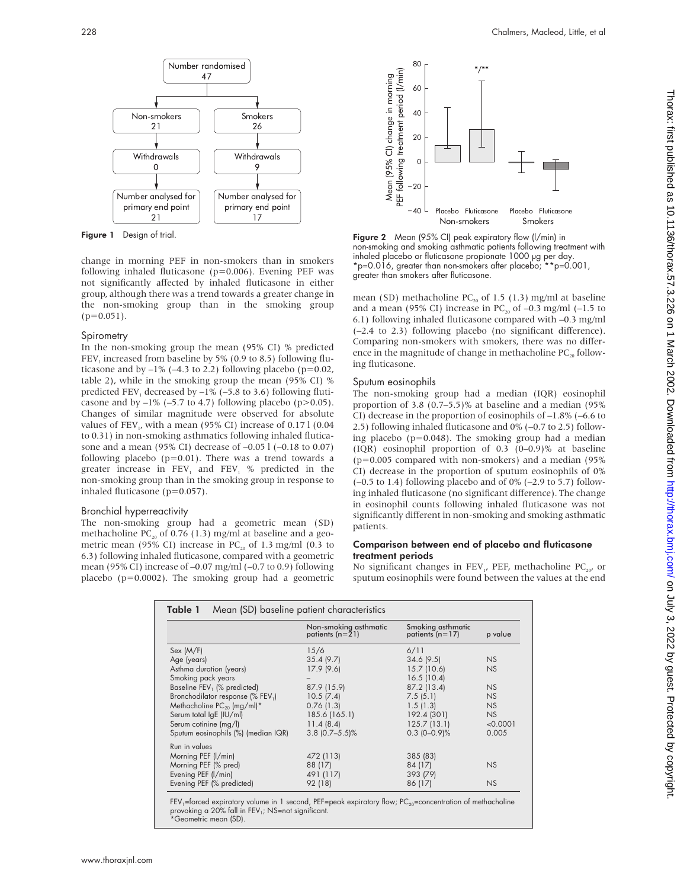Figure 1 Design of trial.

Figure 2 Mean (95% CI) peak expiratory flow (l/min) in non-smoking and smoking asthmatic patients following treatment with inhaled placebo or fluticasone propionate 1000 µg per day. *p=0.016, greater than non-smokers after placebo; **p=0.001, greater than smokers after fluticasone.

change in morning PEF in non-smokers than in smokers following inhaled fluticasone (p=0.006). Evening PEF was not significantly affected by inhaled fluticasone in either group, although there was a trend towards a greater change in the non-smoking group than in the smoking group (p=0.051).

### Spirometry

In the non-smoking group the mean (95% CI) % predicted $FEV_1$ increased from baseline by 5% (0.9 to 8.5) following fluticasone and by –1% (–4.3 to 2.2) following placebo (p=0.02, table 2), while in the smoking group the mean (95% CI) % predicted $FEV_1$ decreased by –1% (–5.8 to 3.6) following fluticasone and by –1% (–5.7 to 4.7) following placebo (p>0.05). Changes of similar magnitude were observed for absolute values of $FEV_1$, with a mean (95% CI) increase of 0.17 l (0.04 to 0.31) in non-smoking asthmatics following inhaled fluticasone and a mean (95% CI) decrease of –0.05 l (–0.18 to 0.07) following placebo (p=0.01). There was a trend towards a greater increase in $FEV_1$ and $FEV_1$ % predicted in the non-smoking group than in the smoking group in response to inhaled fluticasone (p=0.057).

### Bronchial hyperreactivity

The non-smoking group had a geometric mean (SD) methacholine $PC_{20}$ of 0.76 (1.3) mg/ml at baseline and a geometric mean (95% CI) increase in $PC_{20}$ of 1.3 mg/ml (0.3 to 6.3) following inhaled fluticasone, compared with a geometric mean (95% CI) increase of –0.07 mg/ml (–0.7 to 0.9) following placebo (p=0.0002). The smoking group had a geometric mean (SD) methacholine $PC_{20}$ of 1.5 (1.3) mg/ml at baseline and a mean (95% CI) increase in $PC_{20}$ of –0.3 mg/ml (–1.5 to 6.1) following inhaled fluticasone compared with –0.3 mg/ml (–2.4 to 2.3) following placebo (no significant difference). Comparing non-smokers with smokers, there was no difference in the magnitude of change in methacholine $PC_{20}$ following fluticasone.

### Sputum eosinophils

The non-smoking group had a median (IQR) eosinophil proportion of 3.8 (0.7–5.5)% at baseline and a median (95% CI) decrease in the proportion of eosinophils of –1.8% (–6.6 to 2.5) following inhaled fluticasone and 0% (–0.7 to 2.5) following placebo (p=0.048). The smoking group had a median (IQR) eosinophil proportion of 0.3 (0–0.9)% at baseline (p=0.005 compared with non-smokers) and a median (95% CI) decrease in the proportion of sputum eosinophils of 0% (–0.5 to 1.4) following placebo and of 0% (–2.9 to 5.7) following inhaled fluticasone (no significant difference). The change in eosinophil counts following inhaled fluticasone was not significantly different in non-smoking and smoking asthmatic patients.

#### Comparison between end of placebo and fluticasone treatment periods

No significant changes in $FEV_1$, PEF, methacholine $PC_{20}$, or sputum eosinophils were found between the values at the end

**Table 1** Mean (SD) baseline patient characteristics

| | Non-smoking asthmatic patients (n=21) | Smoking asthmatic patients (n=17) | p value |
|---|---|---|---|
| Sex (M/F) | 15/6 | 6/11 | |
| Age (years) | 35.4 (9.7) | 34.6 (9.5) | NS |
| Asthma duration (years) | 17.9 (9.6) | 15.7 (10.6) | NS |
| Smoking pack years | – | 16.5 (10.4) | |
| Baseline $FEV_1$ (% predicted) | 87.9 (15.9) | 87.2 (13.4) | NS |
| Bronchodilator response (% $FEV_1$) | 10.5 (7.4) | 7.5 (5.1) | NS |
| Methacholine $PC_{20}$ (mg/ml)* | 0.76 (1.3) | 1.5 (1.3) | NS |
| Serum total IgE (IU/ml) | 185.6 (165.1) | 192.4 (301) | NS |
| Serum cotinine (mg/l) | 11.4 (8.4) | 125.7 (13.1) | <0.0001 |
| Sputum eosinophils (%) (median IQR) | 3.8 (0.7–5.5)% | 0.3 (0–0.9)% | 0.005 |
| Run in values | | | |
| Morning PEF (l/min) | 472 (113) | 385 (83) | |
| Morning PEF (% pred) | 88 (17) | 84 (17) | NS |
| Evening PEF (l/min) | 491 (117) | 393 (79) | |
| Evening PEF (% predicted) | 92 (18) | 86 (17) | NS |

$FEV_1$=forced expiratory volume in 1 second, PEF=peak expiratory flow; $PC_{20}$=concentration of methacholine provoking a 20% fall in $FEV_1$; NS=not significant.
*Geometric mean (SD).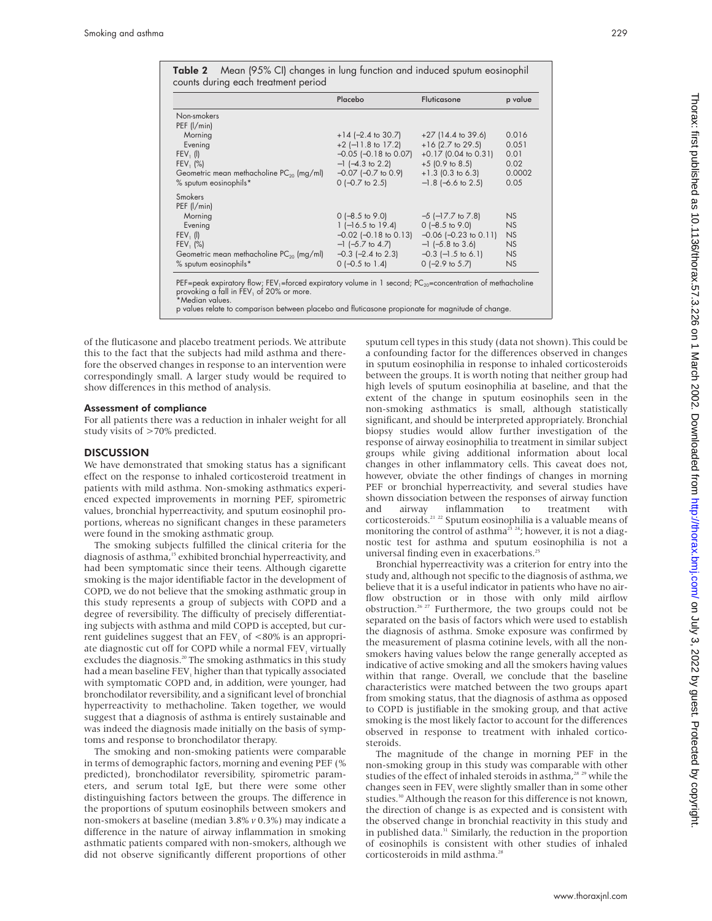**Table 2** Mean (95% CI) changes in lung function and induced sputum eosinophil counts during each treatment period

| | Placebo | Fluticasone | p value |
|---|---|---|---|
| Non-smokers | | | |
| PEF (l/min) | | | |
| Morning | +14 (−2.4 to 30.7) | +27 (14.4 to 39.6) | 0.016 |
| Evening | +2 (−11.8 to 17.2) | +16 (2.7 to 29.5) | 0.051 |
| $FEV_1$ (l) | −0.05 (−0.18 to 0.07) | +0.17 (0.04 to 0.31) | 0.01 |
| $FEV_1$ (%) | −1 (−4.3 to 2.2) | +5 (0.9 to 8.5) | 0.02 |
| Geometric mean methacholine $PC_{20}$ (mg/ml) | −0.07 (−0.7 to 0.9) | +1.3 (0.3 to 6.3) | 0.0002 |
| % sputum eosinophils* | 0 (−0.7 to 2.5) | −1.8 (−6.6 to 2.5) | 0.05 |
| Smokers | | | |
| PEF (l/min) | | | |
| Morning | 0 (−8.5 to 9.0) | −5 (−17.7 to 7.8) | NS |
| Evening | 1 (−16.5 to 19.4) | 0 (−8.5 to 9.0) | NS |
| $FEV_1$ (l) | −0.02 (−0.18 to 0.13) | −0.06 (−0.23 to 0.11) | NS |
| $FEV_1$ (%) | −1 (−5.7 to 4.7) | −1 (−5.8 to 3.6) | NS |
| Geometric mean methacholine $PC_{20}$ (mg/ml) | −0.3 (−2.4 to 2.3) | −0.3 (−1.5 to 6.1) | NS |
| % sputum eosinophils* | 0 (−0.5 to 1.4) | 0 (−2.9 to 5.7) | NS |

PEF=peak expiratory flow; $FEV_1$=forced expiratory volume in 1 second; $PC_{20}$=concentration of methacholine provoking a fall in $FEV_1$ of 20% or more.
*Median values.
p values relate to comparison between placebo and fluticasone propionate for magnitude of change.

of the fluticasone and placebo treatment periods. We attribute this to the fact that the subjects had mild asthma and therefore the observed changes in response to an intervention were correspondingly small. A larger study would be required to show differences in this method of analysis.

### Assessment of compliance

For all patients there was a reduction in inhaler weight for all study visits of >70% predicted.

## DISCUSSION

We have demonstrated that smoking status has a significant effect on the response to inhaled corticosteroid treatment in patients with mild asthma. Non-smoking asthmatics experienced expected improvements in morning PEF, spirometric values, bronchial hyperreactivity, and sputum eosinophil proportions, whereas no significant changes in these parameters were found in the smoking asthmatic group.

The smoking subjects fulfilled the clinical criteria for the diagnosis of asthma,[15] exhibited bronchial hyperreactivity, and had been symptomatic since their teens. Although cigarette smoking is the major identifiable factor in the development of COPD, we do not believe that the smoking asthmatic group in this study represents a group of subjects with COPD and a degree of reversibility. The difficulty of precisely differentiating subjects with asthma and mild COPD is accepted, but current guidelines suggest that an $FEV_1$ of <80% is an appropriate diagnostic cut off for COPD while a normal $FEV_1$ virtually excludes the diagnosis.[20] The smoking asthmatics in this study had a mean baseline $FEV_1$ higher than that typically associated with symptomatic COPD and, in addition, were younger, had bronchodilator reversibility, and a significant level of bronchial hyperreactivity to methacholine. Taken together, we would suggest that a diagnosis of asthma is entirely sustainable and was indeed the diagnosis made initially on the basis of symptoms and response to bronchodilator therapy.

The smoking and non-smoking patients were comparable in terms of demographic factors, morning and evening PEF (% predicted), bronchodilator reversibility, spirometric parameters, and serum total IgE, but there were some other distinguishing factors between the groups. The difference in the proportions of sputum eosinophils between smokers and non-smokers at baseline (median 3.8% *v* 0.3%) may indicate a difference in the nature of airway inflammation in smoking asthmatic patients compared with non-smokers, although we did not observe significantly different proportions of other sputum cell types in this study (data not shown). This could be a confounding factor for the differences observed in changes in sputum eosinophilia in response to inhaled corticosteroids between the groups. It is worth noting that neither group had high levels of sputum eosinophilia at baseline, and that the extent of the change in sputum eosinophils seen in the non-smoking asthmatics is small, although statistically significant, and should be interpreted appropriately. Bronchial biopsy studies would allow further investigation of the response of airway eosinophilia to treatment in similar subject groups while giving additional information about local changes in other inflammatory cells. This caveat does not, however, obviate the other findings of changes in morning PEF or bronchial hyperreactivity, and several studies have shown dissociation between the responses of airway function and airway inflammation to treatment with corticosteroids.[21,22] Sputum eosinophilia is a valuable means of monitoring the control of asthma[23,24]; however, it is not a diagnostic test for asthma and sputum eosinophilia is not a universal finding even in exacerbations.[25]

Bronchial hyperreactivity was a criterion for entry into the study and, although not specific to the diagnosis of asthma, we believe that it is a useful indicator in patients who have no airflow obstruction or in those with only mild airflow obstruction.[26,27] Furthermore, the two groups could not be separated on the basis of factors which were used to establish the diagnosis of asthma. Smoke exposure was confirmed by the measurement of plasma cotinine levels, with all the non-smokers having values below the range generally accepted as indicative of active smoking and all the smokers having values within that range. Overall, we conclude that the baseline characteristics were matched between the two groups apart from smoking status, that the diagnosis of asthma as opposed to COPD is justifiable in the smoking group, and that active smoking is the most likely factor to account for the differences observed in response to treatment with inhaled corticosteroids.

The magnitude of the change in morning PEF in the non-smoking group in this study was comparable with other studies of the effect of inhaled steroids in asthma,[28,29] while the changes seen in $FEV_1$ were slightly smaller than in some other studies.[30] Although the reason for this difference is not known, the direction of change is as expected and is consistent with the observed change in bronchial reactivity in this study and in published data.[31] Similarly, the reduction in the proportion of sputum eosinophils is consistent with other studies of inhaled corticosteroids in mild asthma.[28]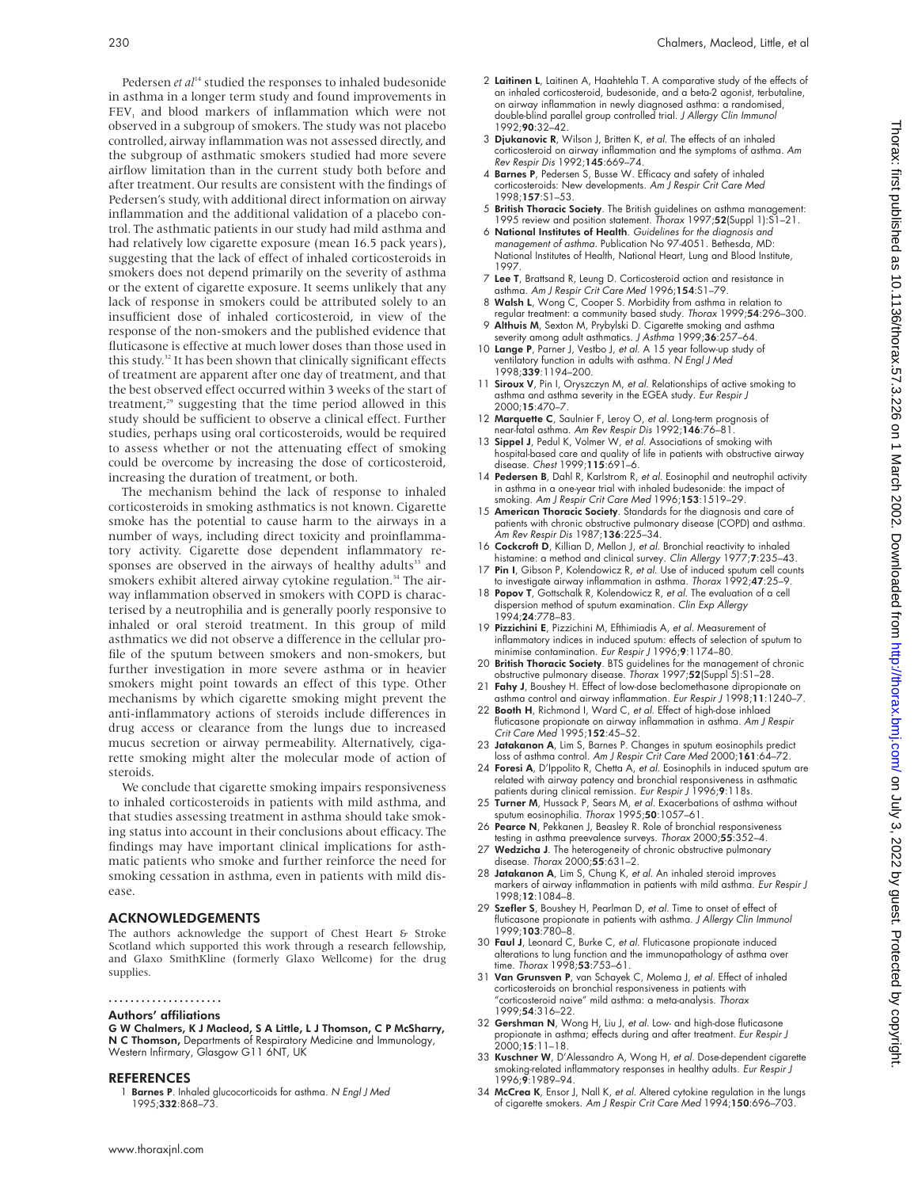Pedersen *et al*[14] studied the responses to inhaled budesonide in asthma in a longer term study and found improvements in $FEV_1$ and blood markers of inflammation which were not observed in a subgroup of smokers. The study was not placebo controlled, airway inflammation was not assessed directly, and the subgroup of asthmatic smokers studied had more severe airflow limitation than in the current study both before and after treatment. Our results are consistent with the findings of Pedersen's study, with additional direct information on airway inflammation and the additional validation of a placebo control. The asthmatic patients in our study had mild asthma and had relatively low cigarette exposure (mean 16.5 pack years), suggesting that the lack of effect of inhaled corticosteroids in smokers does not depend primarily on the severity of asthma or the extent of cigarette exposure. It seems unlikely that any lack of response in smokers could be attributed solely to an insufficient dose of inhaled corticosteroid, in view of the response of the non-smokers and the published evidence that fluticasone is effective at much lower doses than those used in this study.[32] It has been shown that clinically significant effects of treatment are apparent after one day of treatment, and that the best observed effect occurred within 3 weeks of the start of treatment,[29] suggesting that the time period allowed in this study should be sufficient to observe a clinical effect. Further studies, perhaps using oral corticosteroids, would be required to assess whether or not the attenuating effect of smoking could be overcome by increasing the dose of corticosteroid, increasing the duration of treatment, or both.

The mechanism behind the lack of response to inhaled corticosteroids in smoking asthmatics is not known. Cigarette smoke has the potential to cause harm to the airways in a number of ways, including direct toxicity and proinflammatory activity. Cigarette dose dependent inflammatory responses are observed in the airways of healthy adults[33] and smokers exhibit altered airway cytokine regulation.[34] The airway inflammation observed in smokers with COPD is characterised by a neutrophilia and is generally poorly responsive to inhaled or oral steroid treatment. In this group of mild asthmatics we did not observe a difference in the cellular profile of the sputum between smokers and non-smokers, but further investigation in more severe asthma or in heavier smokers might point towards an effect of this type. Other mechanisms by which cigarette smoking might prevent the anti-inflammatory actions of steroids include differences in drug access or clearance from the lungs due to increased mucus secretion or airway permeability. Alternatively, cigarette smoking might alter the molecular mode of action of steroids.

We conclude that cigarette smoking impairs responsiveness to inhaled corticosteroids in patients with mild asthma, and that studies assessing treatment in asthma should take smoking status into account in their conclusions about efficacy. The findings may have important clinical implications for asthmatic patients who smoke and further reinforce the need for smoking cessation in asthma, even in patients with mild disease.

## ACKNOWLEDGEMENTS

The authors acknowledge the support of Chest Heart & Stroke Scotland which supported this work through a research fellowship, and Glaxo SmithKline (formerly Glaxo Wellcome) for the drug supplies.

### Authors' affiliations

**G W Chalmers, K J Macleod, S A Little, L J Thomson, C P McSharry, N C Thomson,** Departments of Respiratory Medicine and Immunology, Western Infirmary, Glasgow G11 6NT, UK

## REFERENCES

1 **Barnes P**. Inhaled glucocorticoids for asthma. *N Engl J Med* 1995;**332**:868–73.

2 **Laitinen L**, Laitinen A, Haahtehla T. A comparative study of the effects of an inhaled corticosteroid, budesonide, and a beta-2 agonist, terbutaline, on airway inflammation in newly diagnosed asthma: a randomised, double-blind parallel group controlled trial. *J Allergy Clin Immunol* 1992;**90**:32–42.

3 **Djukanovic R**, Wilson J, Britten K, *et al*. The effects of an inhaled corticosteroid on airway inflammation and the symptoms of asthma. *Am Rev Respir Dis* 1992;**145**:669–74.

4 **Barnes P**, Pedersen S, Busse W. Efficacy and safety of inhaled corticosteroids: New developments. *Am J Respir Crit Care Med* 1998;**157**:S1–53.

5 **British Thoracic Society**. The British guidelines on asthma management: 1995 review and position statement. *Thorax* 1997;**52**(Suppl 1):S1–21.

6 **National Institutes of Health**. *Guidelines for the diagnosis and management of asthma*. Publication No 97-4051. Bethesda, MD: National Institutes of Health, National Heart, Lung and Blood Institute, 1997.

7 **Lee T**, Brattsand R, Leung D. Corticosteroid action and resistance in asthma. *Am J Respir Crit Care Med* 1996;**154**:S1–79.

8 **Walsh L**, Wong C, Cooper S. Morbidity from asthma in relation to regular treatment: a community based study. *Thorax* 1999;**54**:296–300.

9 **Althuis M**, Sexton M, Prybylski D. Cigarette smoking and asthma severity among adult asthmatics. *J Asthma* 1999;**36**:257–64.

10 **Lange P**, Parner J, Vestbo J, *et al*. A 15 year follow-up study of ventilatory function in adults with asthma. *N Engl J Med* 1998;**339**:1194–200.

11 **Siroux V**, Pin I, Oryszczyn M, *et al*. Relationships of active smoking to asthma and asthma severity in the EGEA study. *Eur Respir J* 2000;**15**:470–7.

12 **Marquette C**, Saulnier F, Leroy O, *et al*. Long-term prognosis of near-fatal asthma. *Am Rev Respir Dis* 1992;**146**:76–81.

13 **Sippel J**, Pedul K, Volmer W, *et al*. Associations of smoking with hospital-based care and quality of life in patients with obstructive airway disease. *Chest* 1999;**115**:691–6.

14 **Pedersen B**, Dahl R, Karlstrom R, *et al*. Eosinophil and neutrophil activity in asthma in a one-year trial with inhaled budesonide: the impact of smoking. *Am J Respir Crit Care Med* 1996;**153**:1519–29.

15 **American Thoracic Society**. Standards for the diagnosis and care of patients with chronic obstructive pulmonary disease (COPD) and asthma. *Am Rev Respir Dis* 1987;**136**:225–34.

16 **Cockcroft D**, Killian D, Mellon J, *et al*. Bronchial reactivity to inhaled histamine: a method and clinical survey. *Clin Allergy* 1977;**7**:235–43.

17 **Pin I**, Gibson P, Kolendowicz R, *et al*. Use of induced sputum cell counts to investigate airway inflammation in asthma. *Thorax* 1992;**47**:25–9.

18 **Popov T**, Gottschalk R, Kolendowicz R, *et al*. The evaluation of a cell dispersion method of sputum examination. *Clin Exp Allergy* 1994;**24**:778–83.

19 **Pizzichini E**, Pizzichini M, Efthimiadis A, *et al*. Measurement of inflammatory indices in induced sputum: effects of selection of sputum to minimise contamination. *Eur Respir J* 1996;**9**:1174–80.

20 **British Thoracic Society**. BTS guidelines for the management of chronic obstructive pulmonary disease. *Thorax* 1997;**52**(Suppl 5):S1–28.

21 **Fahy J**, Boushey H. Effect of low-dose beclomethasone dipropionate on asthma control and airway inflammation. *Eur Respir J* 1998;**11**:1240–7.

22 **Booth H**, Richmond I, Ward C, *et al*. Effect of high-dose inhlaed fluticasone propionate on airway inflammation in asthma. *Am J Respir Crit Care Med* 1995;**152**:45–52.

23 **Jatakanon A**, Lim S, Barnes P. Changes in sputum eosinophils predict loss of asthma control. *Am J Respir Crit Care Med* 2000;**161**:64–72.

24 **Foresi A**, D'Ippolito R, Chetta A, *et al*. Eosinophils in induced sputum are related with airway patency and bronchial responsiveness in asthmatic patients during clinical remission. *Eur Respir J* 1996;**9**:118s.

25 **Turner M**, Hussack P, Sears M, *et al*. Exacerbations of asthma without sputum eosinophilia. *Thorax* 1995;**50**:1057–61.

26 **Pearce N**, Pekkanen J, Beasley R. Role of bronchial responsiveness testing in asthma preevalence surveys. *Thorax* 2000;**55**:352–4.

27 **Wedzicha J**. The heterogeneity of chronic obstructive pulmonary disease. *Thorax* 2000;**55**:631–2.

28 **Jatakanon A**, Lim S, Chung K, *et al*. An inhaled steroid improves markers of airway inflammation in patients with mild asthma. *Eur Respir J* 1998;**12**:1084–8.

29 **Szefler S**, Boushey H, Pearlman D, *et al*. Time to onset of effect of fluticasone propionate in patients with asthma. *J Allergy Clin Immunol* 1999;**103**:780–8.

30 **Faul J**, Leonard C, Burke C, *et al*. Fluticasone propionate induced alterations to lung function and the immunopathology of asthma over time. *Thorax* 1998;**53**:753–61.

31 **Van Grunsven P**, van Schayek C, Molema J, *et al*. Effect of inhaled corticosteroids on bronchial responsiveness in patients with "corticosteroid naive" mild asthma: a meta-analysis. *Thorax* 1999;**54**:316–22.

32 **Gershman N**, Wong H, Liu J, *et al*. Low- and high-dose fluticasone propionate in asthma; effects during and after treatment. *Eur Respir J* 2000;**15**:11–18.

33 **Kuschner W**, D'Alessandro A, Wong H, *et al*. Dose-dependent cigarette smoking-related inflammatory responses in healthy adults. *Eur Respir J* 1996;**9**:1989–94.

34 **McCrea K**, Ensor J, Nall K, *et al*. Altered cytokine regulation in the lungs of cigarette smokers. *Am J Respir Crit Care Med* 1994;**150**:696–703.